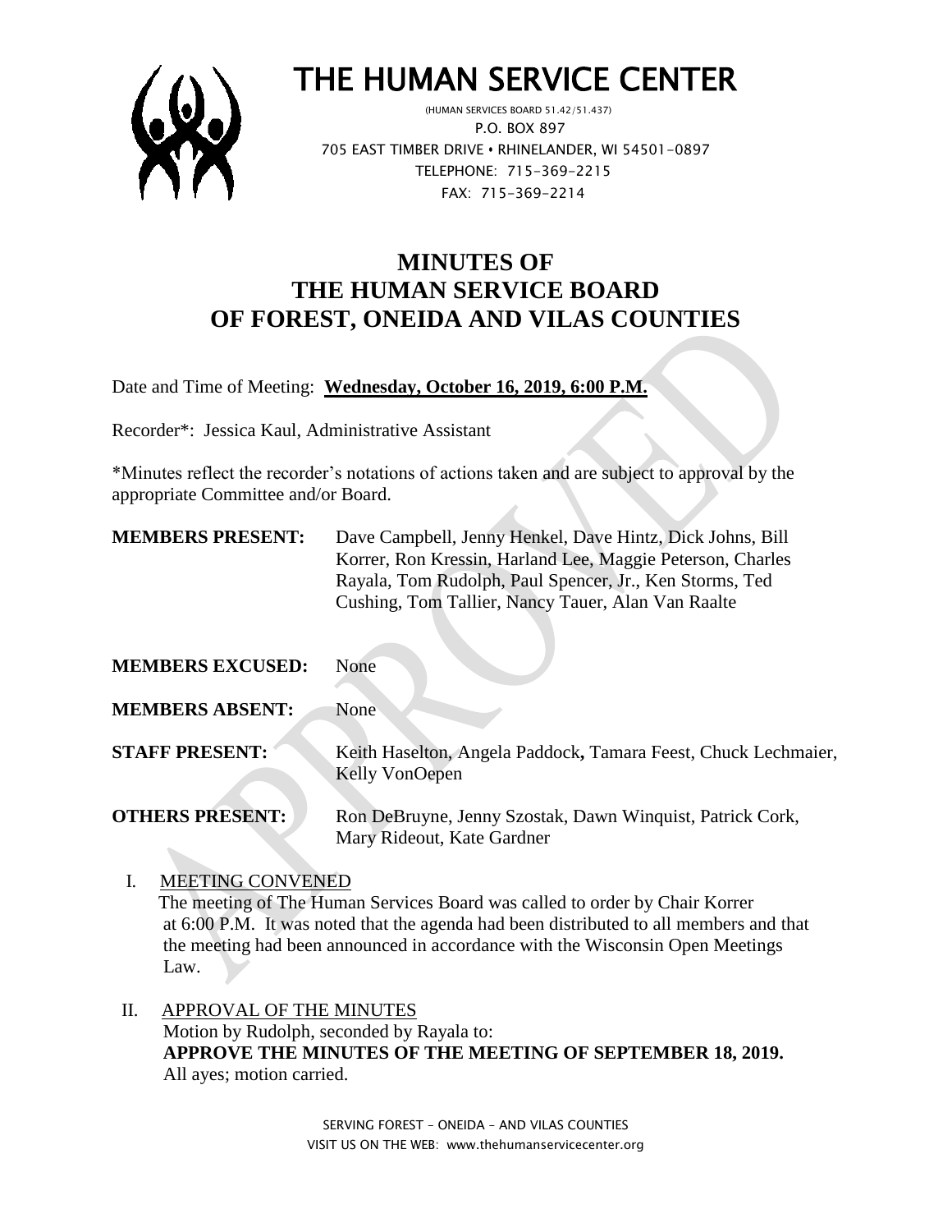# THE HUMAN SERVICE CENTER

(HUMAN SERVICES BOARD 51.42/51.437)
P.O. BOX 897
705 EAST TIMBER DRIVE • RHINELANDER, WI 54501-0897
TELEPHONE: 715-369-2215
FAX: 715-369-2214

## MINUTES OF THE HUMAN SERVICE BOARD OF FOREST, ONEIDA AND VILAS COUNTIES

Date and Time of Meeting: **Wednesday, October 16, 2019, 6:00 P.M.**

Recorder*: Jessica Kaul, Administrative Assistant

*Minutes reflect the recorder's notations of actions taken and are subject to approval by the appropriate Committee and/or Board.

**MEMBERS PRESENT:** Dave Campbell, Jenny Henkel, Dave Hintz, Dick Johns, Bill Korrer, Ron Kressin, Harland Lee, Maggie Peterson, Charles Rayala, Tom Rudolph, Paul Spencer, Jr., Ken Storms, Ted Cushing, Tom Tallier, Nancy Tauer, Alan Van Raalte

**MEMBERS EXCUSED:** None

**MEMBERS ABSENT:** None

**STAFF PRESENT:** Keith Haselton, Angela Paddock**,** Tamara Feest, Chuck Lechmaier, Kelly VonOepen

**OTHERS PRESENT:** Ron DeBruyne, Jenny Szostak, Dawn Winquist, Patrick Cork, Mary Rideout, Kate Gardner

I. MEETING CONVENED

The meeting of The Human Services Board was called to order by Chair Korrer at 6:00 P.M. It was noted that the agenda had been distributed to all members and that the meeting had been announced in accordance with the Wisconsin Open Meetings Law.

II. APPROVAL OF THE MINUTES

Motion by Rudolph, seconded by Rayala to:
**APPROVE THE MINUTES OF THE MEETING OF SEPTEMBER 18, 2019.**
All ayes; motion carried.

SERVING FOREST – ONEIDA – AND VILAS COUNTIES
VISIT US ON THE WEB: www.thehumanservicecenter.org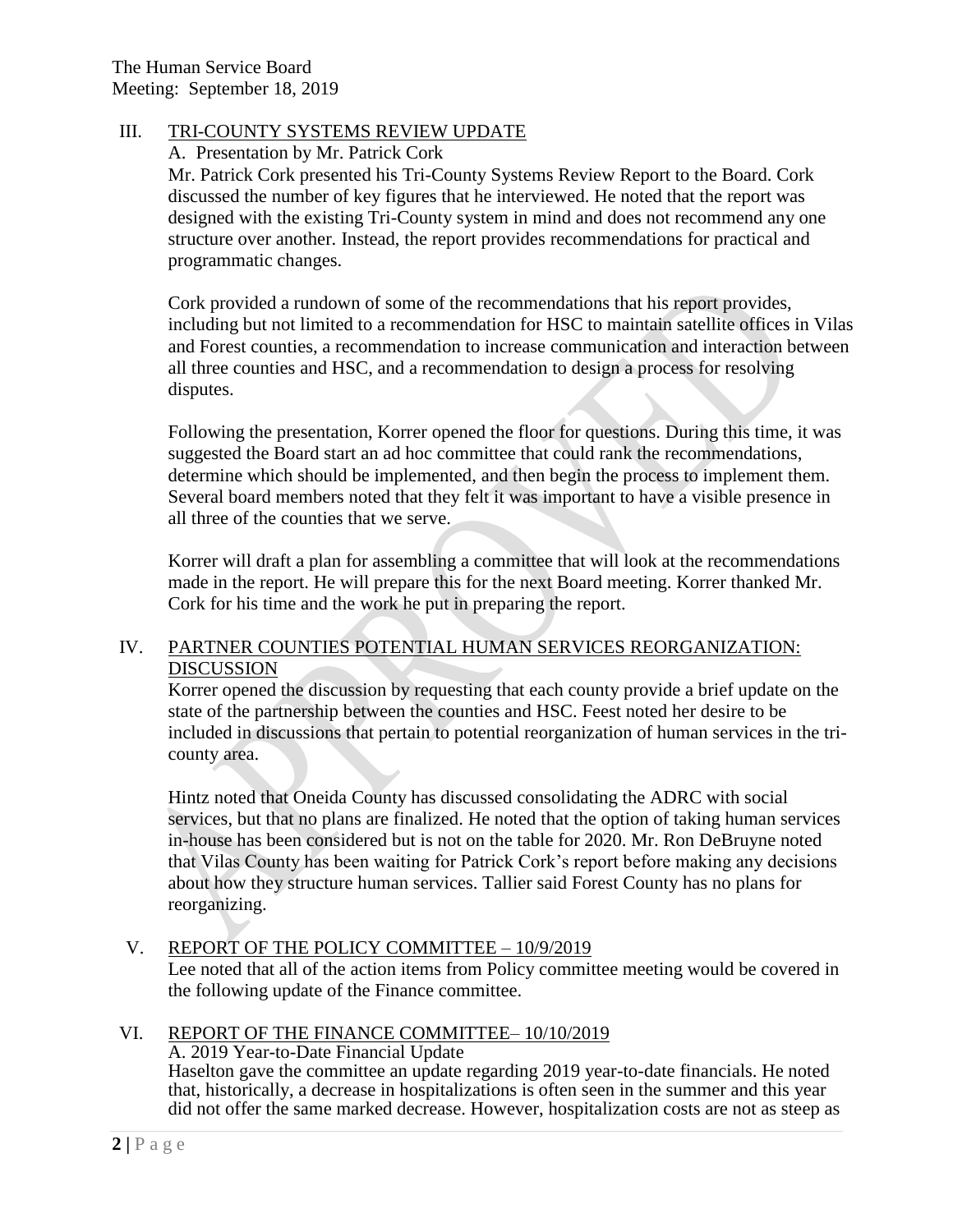## III. TRI-COUNTY SYSTEMS REVIEW UPDATE

A. Presentation by Mr. Patrick Cork

Mr. Patrick Cork presented his Tri-County Systems Review Report to the Board. Cork discussed the number of key figures that he interviewed. He noted that the report was designed with the existing Tri-County system in mind and does not recommend any one structure over another. Instead, the report provides recommendations for practical and programmatic changes.

Cork provided a rundown of some of the recommendations that his report provides, including but not limited to a recommendation for HSC to maintain satellite offices in Vilas and Forest counties, a recommendation to increase communication and interaction between all three counties and HSC, and a recommendation to design a process for resolving disputes.

Following the presentation, Korrer opened the floor for questions. During this time, it was suggested the Board start an ad hoc committee that could rank the recommendations, determine which should be implemented, and then begin the process to implement them. Several board members noted that they felt it was important to have a visible presence in all three of the counties that we serve.

Korrer will draft a plan for assembling a committee that will look at the recommendations made in the report. He will prepare this for the next Board meeting. Korrer thanked Mr. Cork for his time and the work he put in preparing the report.

## IV. PARTNER COUNTIES POTENTIAL HUMAN SERVICES REORGANIZATION: DISCUSSION

Korrer opened the discussion by requesting that each county provide a brief update on the state of the partnership between the counties and HSC. Feest noted her desire to be included in discussions that pertain to potential reorganization of human services in the tri-county area.

Hintz noted that Oneida County has discussed consolidating the ADRC with social services, but that no plans are finalized. He noted that the option of taking human services in-house has been considered but is not on the table for 2020. Mr. Ron DeBruyne noted that Vilas County has been waiting for Patrick Cork's report before making any decisions about how they structure human services. Tallier said Forest County has no plans for reorganizing.

## V. REPORT OF THE POLICY COMMITTEE – 10/9/2019

Lee noted that all of the action items from Policy committee meeting would be covered in the following update of the Finance committee.

## VI. REPORT OF THE FINANCE COMMITTEE– 10/10/2019

A. 2019 Year-to-Date Financial Update

Haselton gave the committee an update regarding 2019 year-to-date financials. He noted that, historically, a decrease in hospitalizations is often seen in the summer and this year did not offer the same marked decrease. However, hospitalization costs are not as steep as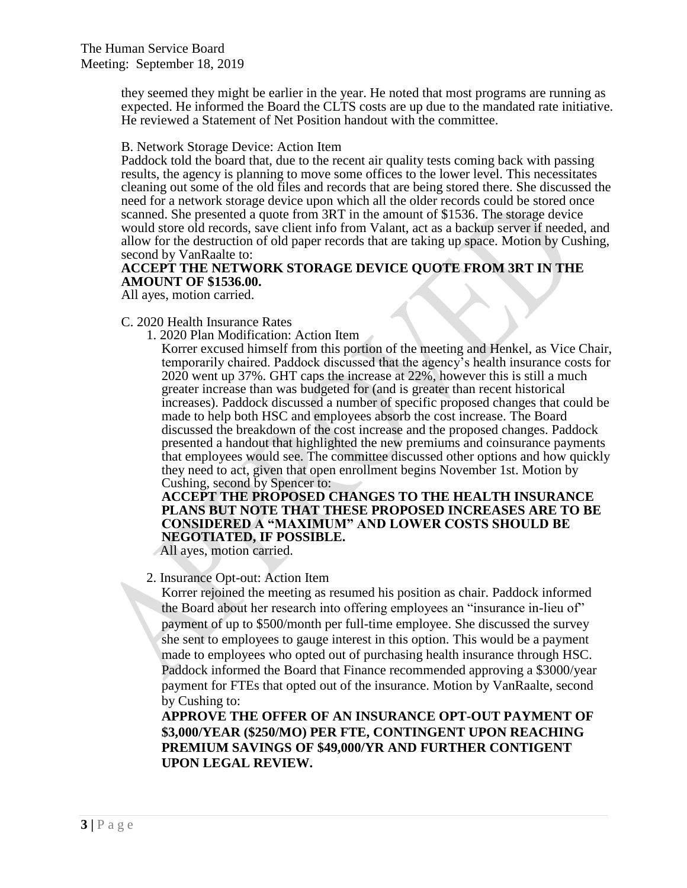they seemed they might be earlier in the year. He noted that most programs are running as expected. He informed the Board the CLTS costs are up due to the mandated rate initiative. He reviewed a Statement of Net Position handout with the committee.

B. Network Storage Device: Action Item

Paddock told the board that, due to the recent air quality tests coming back with passing results, the agency is planning to move some offices to the lower level. This necessitates cleaning out some of the old files and records that are being stored there. She discussed the need for a network storage device upon which all the older records could be stored once scanned. She presented a quote from 3RT in the amount of $1536. The storage device would store old records, save client info from Valant, act as a backup server if needed, and allow for the destruction of old paper records that are taking up space. Motion by Cushing, second by VanRaalte to:

**ACCEPT THE NETWORK STORAGE DEVICE QUOTE FROM 3RT IN THE AMOUNT OF $1536.00.**

All ayes, motion carried.

C. 2020 Health Insurance Rates

1. 2020 Plan Modification: Action Item

Korrer excused himself from this portion of the meeting and Henkel, as Vice Chair, temporarily chaired. Paddock discussed that the agency's health insurance costs for 2020 went up 37%. GHT caps the increase at 22%, however this is still a much greater increase than was budgeted for (and is greater than recent historical increases). Paddock discussed a number of specific proposed changes that could be made to help both HSC and employees absorb the cost increase. The Board discussed the breakdown of the cost increase and the proposed changes. Paddock presented a handout that highlighted the new premiums and coinsurance payments that employees would see. The committee discussed other options and how quickly they need to act, given that open enrollment begins November 1st. Motion by Cushing, second by Spencer to:

**ACCEPT THE PROPOSED CHANGES TO THE HEALTH INSURANCE PLANS BUT NOTE THAT THESE PROPOSED INCREASES ARE TO BE CONSIDERED A "MAXIMUM" AND LOWER COSTS SHOULD BE NEGOTIATED, IF POSSIBLE.**

All ayes, motion carried.

2. Insurance Opt-out: Action Item

Korrer rejoined the meeting as resumed his position as chair. Paddock informed the Board about her research into offering employees an "insurance in-lieu of" payment of up to $500/month per full-time employee. She discussed the survey she sent to employees to gauge interest in this option. This would be a payment made to employees who opted out of purchasing health insurance through HSC. Paddock informed the Board that Finance recommended approving a $3000/year payment for FTEs that opted out of the insurance. Motion by VanRaalte, second by Cushing to:

**APPROVE THE OFFER OF AN INSURANCE OPT-OUT PAYMENT OF $3,000/YEAR ($250/MO) PER FTE, CONTINGENT UPON REACHING PREMIUM SAVINGS OF $49,000/YR AND FURTHER CONTIGENT UPON LEGAL REVIEW.**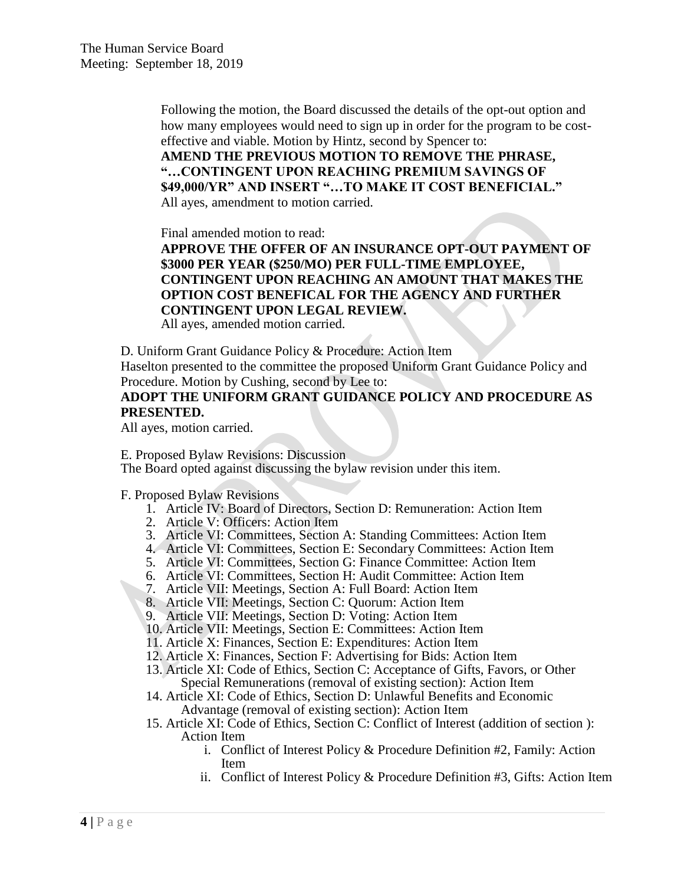Following the motion, the Board discussed the details of the opt-out option and how many employees would need to sign up in order for the program to be cost-effective and viable. Motion by Hintz, second by Spencer to:

**AMEND THE PREVIOUS MOTION TO REMOVE THE PHRASE, "…CONTINGENT UPON REACHING PREMIUM SAVINGS OF $49,000/YR" AND INSERT "…TO MAKE IT COST BENEFICIAL."**

All ayes, amendment to motion carried.

Final amended motion to read:

**APPROVE THE OFFER OF AN INSURANCE OPT-OUT PAYMENT OF $3000 PER YEAR ($250/MO) PER FULL-TIME EMPLOYEE, CONTINGENT UPON REACHING AN AMOUNT THAT MAKES THE OPTION COST BENEFICAL FOR THE AGENCY AND FURTHER CONTINGENT UPON LEGAL REVIEW.**

All ayes, amended motion carried.

D. Uniform Grant Guidance Policy & Procedure: Action Item

Haselton presented to the committee the proposed Uniform Grant Guidance Policy and Procedure. Motion by Cushing, second by Lee to:

**ADOPT THE UNIFORM GRANT GUIDANCE POLICY AND PROCEDURE AS PRESENTED.**

All ayes, motion carried.

E. Proposed Bylaw Revisions: Discussion

The Board opted against discussing the bylaw revision under this item.

F. Proposed Bylaw Revisions

1. Article IV: Board of Directors, Section D: Remuneration: Action Item
2. Article V: Officers: Action Item
3. Article VI: Committees, Section A: Standing Committees: Action Item
4. Article VI: Committees, Section E: Secondary Committees: Action Item
5. Article VI: Committees, Section G: Finance Committee: Action Item
6. Article VI: Committees, Section H: Audit Committee: Action Item
7. Article VII: Meetings, Section A: Full Board: Action Item
8. Article VII: Meetings, Section C: Quorum: Action Item
9. Article VII: Meetings, Section D: Voting: Action Item
10. Article VII: Meetings, Section E: Committees: Action Item
11. Article X: Finances, Section E: Expenditures: Action Item
12. Article X: Finances, Section F: Advertising for Bids: Action Item
13. Article XI: Code of Ethics, Section C: Acceptance of Gifts, Favors, or Other Special Remunerations (removal of existing section): Action Item
14. Article XI: Code of Ethics, Section D: Unlawful Benefits and Economic Advantage (removal of existing section): Action Item
15. Article XI: Code of Ethics, Section C: Conflict of Interest (addition of section ): Action Item
    - i. Conflict of Interest Policy & Procedure Definition #2, Family: Action Item
    - ii. Conflict of Interest Policy & Procedure Definition #3, Gifts: Action Item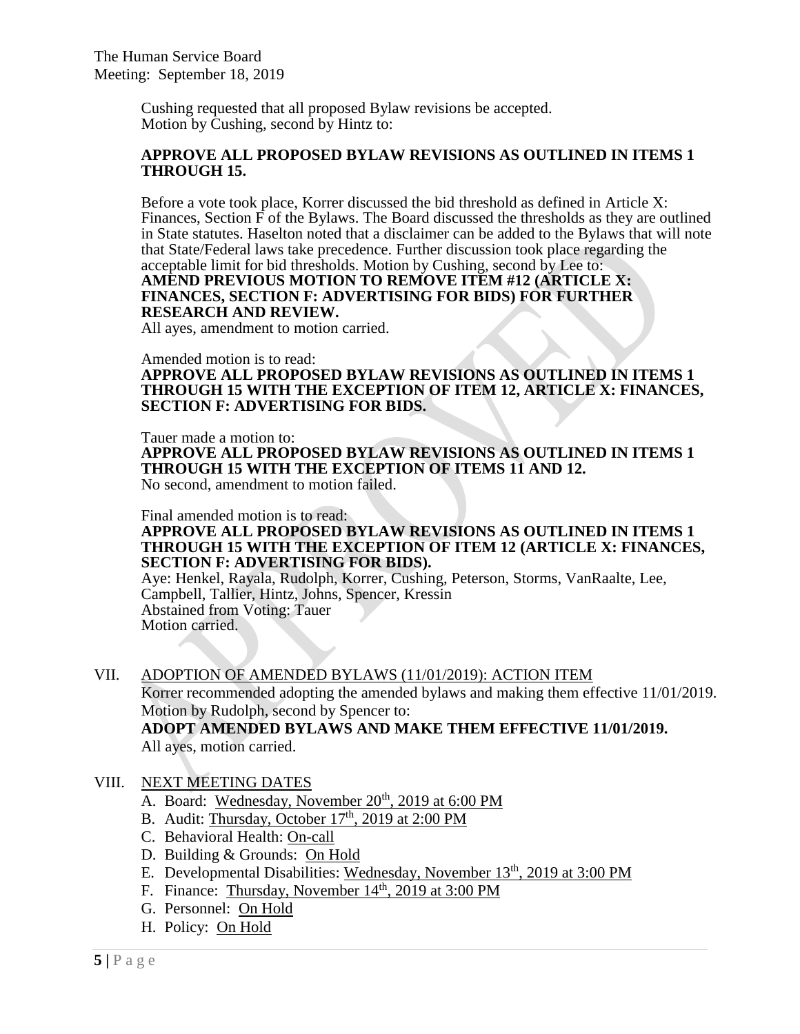Cushing requested that all proposed Bylaw revisions be accepted.
Motion by Cushing, second by Hintz to:

**APPROVE ALL PROPOSED BYLAW REVISIONS AS OUTLINED IN ITEMS 1 THROUGH 15.**

Before a vote took place, Korrer discussed the bid threshold as defined in Article X: Finances, Section F of the Bylaws. The Board discussed the thresholds as they are outlined in State statutes. Haselton noted that a disclaimer can be added to the Bylaws that will note that State/Federal laws take precedence. Further discussion took place regarding the acceptable limit for bid thresholds. Motion by Cushing, second by Lee to:
**AMEND PREVIOUS MOTION TO REMOVE ITEM #12 (ARTICLE X: FINANCES, SECTION F: ADVERTISING FOR BIDS) FOR FURTHER RESEARCH AND REVIEW.**
All ayes, amendment to motion carried.

Amended motion is to read:
**APPROVE ALL PROPOSED BYLAW REVISIONS AS OUTLINED IN ITEMS 1 THROUGH 15 WITH THE EXCEPTION OF ITEM 12, ARTICLE X: FINANCES, SECTION F: ADVERTISING FOR BIDS.**

Tauer made a motion to:
**APPROVE ALL PROPOSED BYLAW REVISIONS AS OUTLINED IN ITEMS 1 THROUGH 15 WITH THE EXCEPTION OF ITEMS 11 AND 12.**
No second, amendment to motion failed.

Final amended motion is to read:
**APPROVE ALL PROPOSED BYLAW REVISIONS AS OUTLINED IN ITEMS 1 THROUGH 15 WITH THE EXCEPTION OF ITEM 12 (ARTICLE X: FINANCES, SECTION F: ADVERTISING FOR BIDS).**
Aye: Henkel, Rayala, Rudolph, Korrer, Cushing, Peterson, Storms, VanRaalte, Lee, Campbell, Tallier, Hintz, Johns, Spencer, Kressin
Abstained from Voting: Tauer
Motion carried.

## VII. ADOPTION OF AMENDED BYLAWS (11/01/2019): ACTION ITEM

Korrer recommended adopting the amended bylaws and making them effective 11/01/2019.
Motion by Rudolph, second by Spencer to:
**ADOPT AMENDED BYLAWS AND MAKE THEM EFFECTIVE 11/01/2019.**
All ayes, motion carried.

## VIII. NEXT MEETING DATES

A. Board: Wednesday, November 20th, 2019 at 6:00 PM
B. Audit: Thursday, October 17th, 2019 at 2:00 PM
C. Behavioral Health: On-call
D. Building & Grounds: On Hold
E. Developmental Disabilities: Wednesday, November 13th, 2019 at 3:00 PM
F. Finance: Thursday, November 14th, 2019 at 3:00 PM
G. Personnel: On Hold
H. Policy: On Hold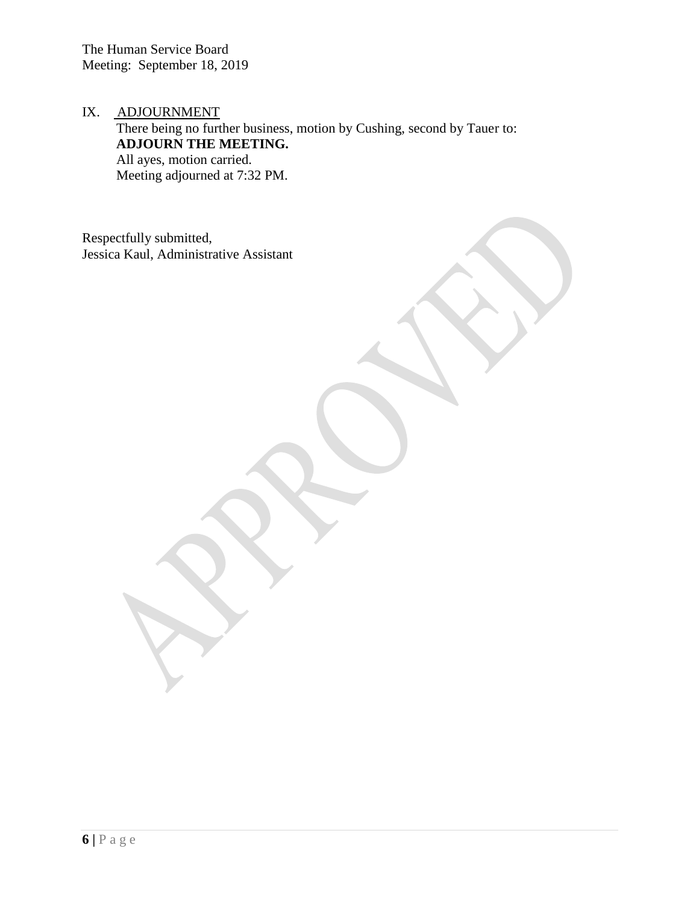## IX. ADJOURNMENT

There being no further business, motion by Cushing, second by Tauer to:
**ADJOURN THE MEETING.**
All ayes, motion carried.
Meeting adjourned at 7:32 PM.

Respectfully submitted,
Jessica Kaul, Administrative Assistant